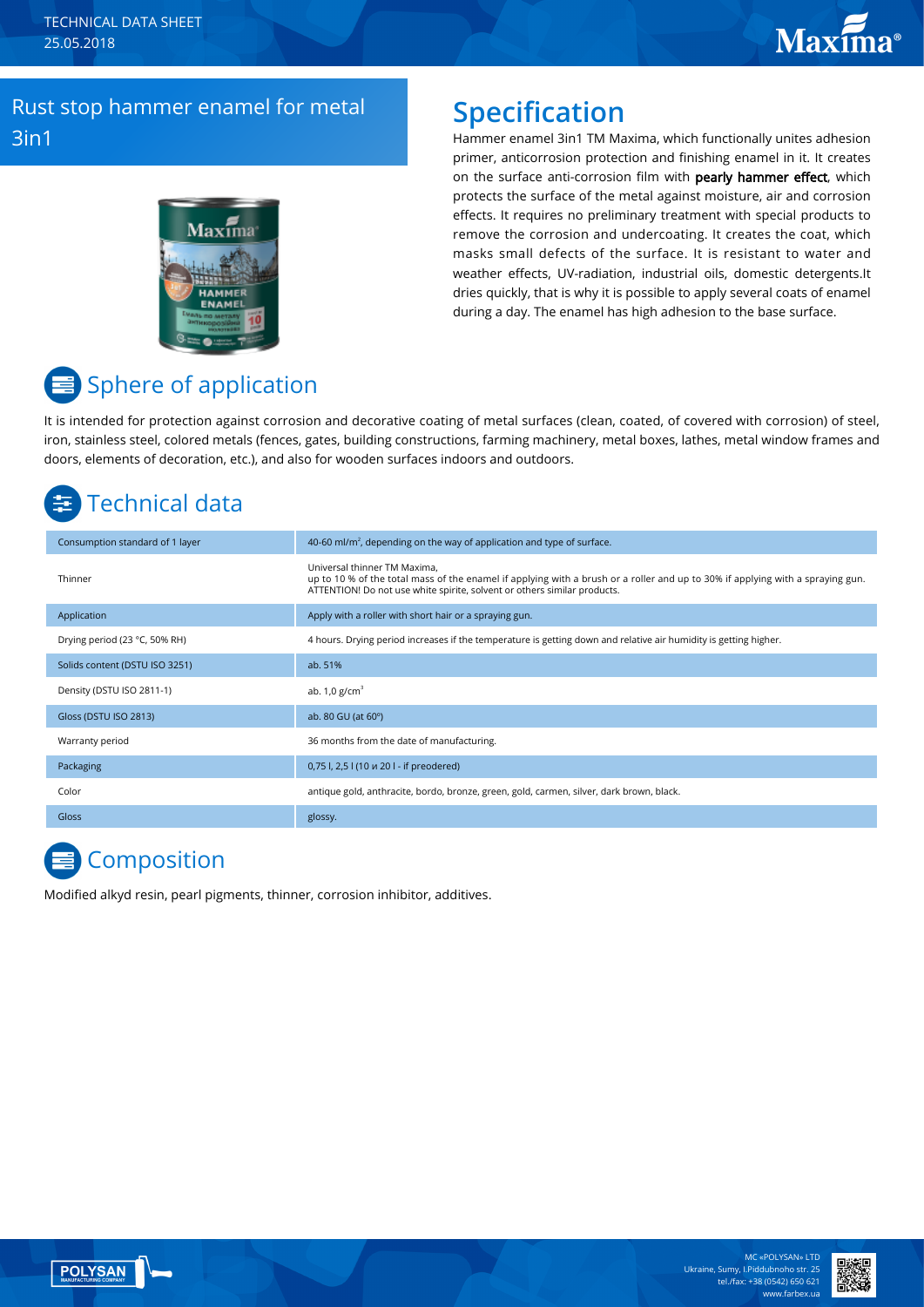TECHNICAL DATA SHEET
25.05.2018

# Rust stop hammer enamel for metal 3in1

## Specification

Hammer enamel 3in1 TM Maxima, which functionally unites adhesion primer, anticorrosion protection and finishing enamel in it. It creates on the surface anti-corrosion film with **pearly hammer effect**, which protects the surface of the metal against moisture, air and corrosion effects. It requires no preliminary treatment with special products to remove the corrosion and undercoating. It creates the coat, which masks small defects of the surface. It is resistant to water and weather effects, UV-radiation, industrial oils, domestic detergents.It dries quickly, that is why it is possible to apply several coats of enamel during a day. The enamel has high adhesion to the base surface.

## Sphere of application

It is intended for protection against corrosion and decorative coating of metal surfaces (clean, coated, of covered with corrosion) of steel, iron, stainless steel, colored metals (fences, gates, building constructions, farming machinery, metal boxes, lathes, metal window frames and doors, elements of decoration, etc.), and also for wooden surfaces indoors and outdoors.

## Technical data

| | |
|---|---|
| Consumption standard of 1 layer | 40-60 ml/m$^2$, depending on the way of application and type of surface. |
| Thinner | Universal thinner TM Maxima,<br>up to 10 % of the total mass of the enamel if applying with a brush or a roller and up to 30% if applying with a spraying gun.<br>ATTENTION! Do not use white spirite, solvent or others similar products. |
| Application | Apply with a roller with short hair or a spraying gun. |
| Drying period (23 °C, 50% RH) | 4 hours. Drying period increases if the temperature is getting down and relative air humidity is getting higher. |
| Solids content (DSTU ISO 3251) | ab. 51% |
| Density (DSTU ISO 2811-1) | ab. 1,0 g/cm$^3$ |
| Gloss (DSTU ISO 2813) | ab. 80 GU (at 60º) |
| Warranty period | 36 months from the date of manufacturing. |
| Packaging | 0,75 l, 2,5 l (10 и 20 l - if preodered) |
| Color | antique gold, anthracite, bordo, bronze, green, gold, carmen, silver, dark brown, black. |
| Gloss | glossy. |

## Composition

Modified alkyd resin, pearl pigments, thinner, corrosion inhibitor, additives.

MC «POLYSAN» LTD
Ukraine, Sumy, I.Piddubnoho str. 25
tel./fax: +38 (0542) 650 621
www.farbex.ua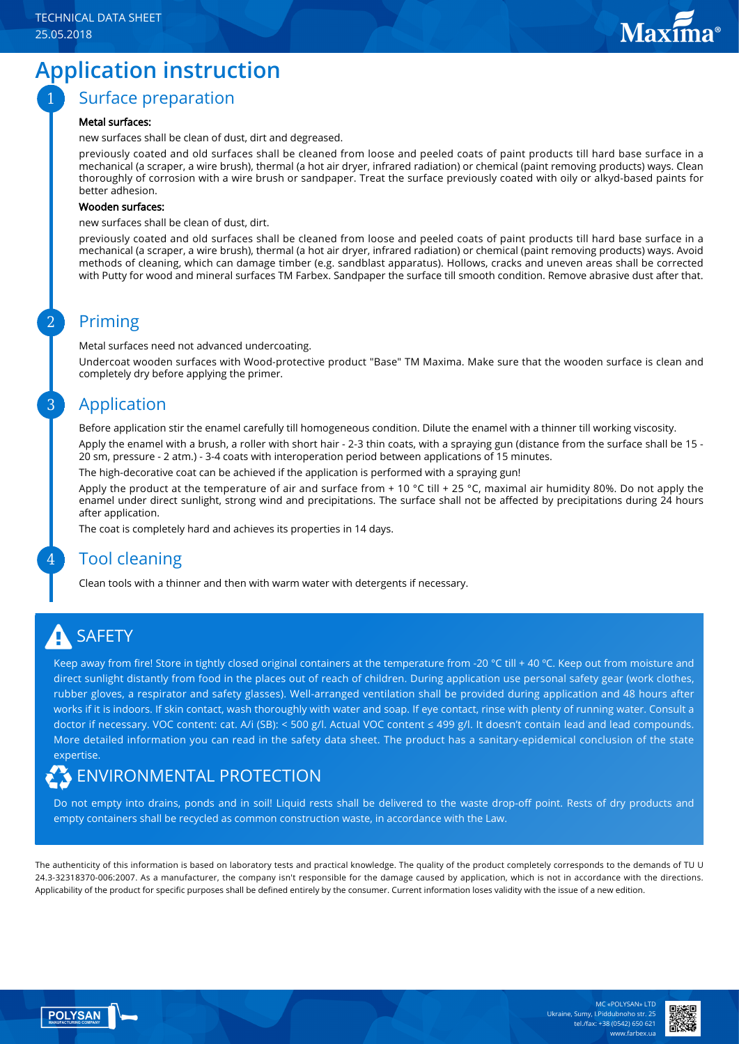# Application instruction

## 1 Surface preparation

**Metal surfaces:**

new surfaces shall be clean of dust, dirt and degreased.

previously coated and old surfaces shall be cleaned from loose and peeled coats of paint products till hard base surface in a mechanical (a scraper, a wire brush), thermal (a hot air dryer, infrared radiation) or chemical (paint removing products) ways. Clean thoroughly of corrosion with a wire brush or sandpaper. Treat the surface previously coated with oily or alkyd-based paints for better adhesion.

**Wooden surfaces:**

new surfaces shall be clean of dust, dirt.

previously coated and old surfaces shall be cleaned from loose and peeled coats of paint products till hard base surface in a mechanical (a scraper, a wire brush), thermal (a hot air dryer, infrared radiation) or chemical (paint removing products) ways. Avoid methods of cleaning, which can damage timber (e.g. sandblast apparatus). Hollows, cracks and uneven areas shall be corrected with Putty for wood and mineral surfaces TM Farbex. Sandpaper the surface till smooth condition. Remove abrasive dust after that.

## 2 Priming

Metal surfaces need not advanced undercoating.

Undercoat wooden surfaces with Wood-protective product "Base" TM Maxima. Make sure that the wooden surface is clean and completely dry before applying the primer.

## 3 Application

Before application stir the enamel carefully till homogeneous condition. Dilute the enamel with a thinner till working viscosity.

Apply the enamel with a brush, a roller with short hair - 2-3 thin coats, with a spraying gun (distance from the surface shall be 15 - 20 sm, pressure - 2 atm.) - 3-4 coats with interoperation period between applications of 15 minutes.

The high-decorative coat can be achieved if the application is performed with a spraying gun!

Apply the product at the temperature of air and surface from + 10 °C till + 25 °C, maximal air humidity 80%. Do not apply the enamel under direct sunlight, strong wind and precipitations. The surface shall not be affected by precipitations during 24 hours after application.

The coat is completely hard and achieves its properties in 14 days.

## 4 Tool cleaning

Clean tools with a thinner and then with warm water with detergents if necessary.

## SAFETY

Keep away from fire! Store in tightly closed original containers at the temperature from -20 °C till + 40 ºC. Keep out from moisture and direct sunlight distantly from food in the places out of reach of children. During application use personal safety gear (work clothes, rubber gloves, a respirator and safety glasses). Well-arranged ventilation shall be provided during application and 48 hours after works if it is indoors. If skin contact, wash thoroughly with water and soap. If eye contact, rinse with plenty of running water. Consult a doctor if necessary. VOC content: cat. A/i (SB): < 500 g/l. Actual VOC content ≤ 499 g/l. It doesn't contain lead and lead compounds. More detailed information you can read in the safety data sheet. The product has a sanitary-epidemical conclusion of the state expertise.

## ENVIRONMENTAL PROTECTION

Do not empty into drains, ponds and in soil! Liquid rests shall be delivered to the waste drop-off point. Rests of dry products and empty containers shall be recycled as common construction waste, in accordance with the Law.

The authenticity of this information is based on laboratory tests and practical knowledge. The quality of the product completely corresponds to the demands of TU U 24.3-32318370-006:2007. As a manufacturer, the company isn't responsible for the damage caused by application, which is not in accordance with the directions. Applicability of the product for specific purposes shall be defined entirely by the consumer. Current information loses validity with the issue of a new edition.

MC «POLYSAN» LTD
Ukraine, Sumy, I.Piddubnoho str. 25
tel./fax: +38 (0542) 650 621
www.farbex.ua